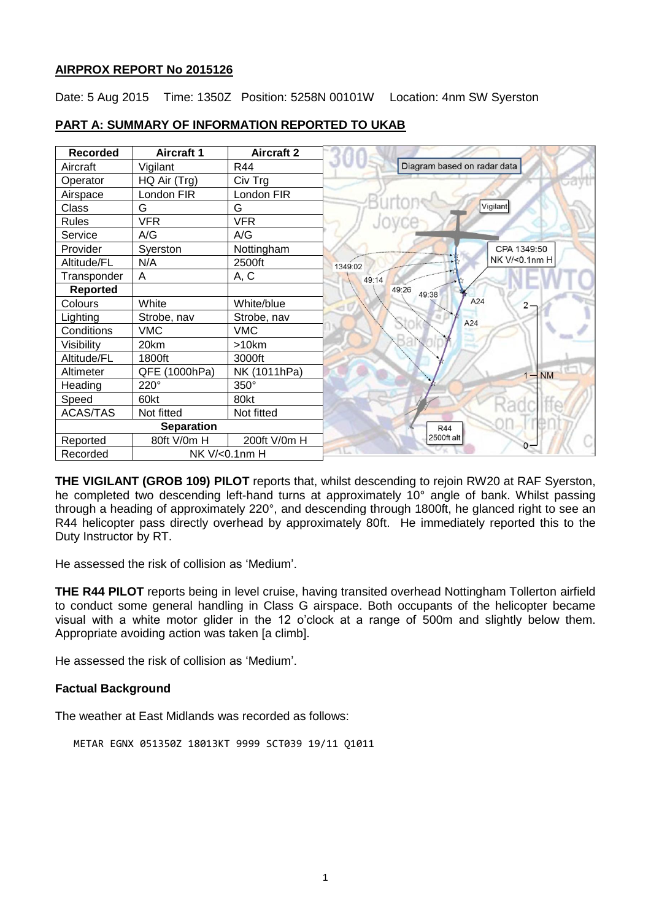## AIRPROX REPORT No 2015126

Date: 5 Aug 2015 Time: 1350Z Position: 5258N 00101W Location: 4nm SW Syerston

### PART A: SUMMARY OF INFORMATION REPORTED TO UKAB

| Recorded | Aircraft 1 | Aircraft 2 |
|---|---|---|
| Aircraft | Vigilant | R44 |
| Operator | HQ Air (Trg) | Civ Trg |
| Airspace | London FIR | London FIR |
| Class | G | G |
| Rules | VFR | VFR |
| Service | A/G | A/G |
| Provider | Syerston | Nottingham |
| Altitude/FL | N/A | 2500ft |
| Transponder | A | A, C |
| **Reported** | | |
| Colours | White | White/blue |
| Lighting | Strobe, nav | Strobe, nav |
| Conditions | VMC | VMC |
| Visibility | 20km | >10km |
| Altitude/FL | 1800ft | 3000ft |
| Altimeter | QFE (1000hPa) | NK (1011hPa) |
| Heading | 220° | 350° |
| Speed | 60kt | 80kt |
| ACAS/TAS | Not fitted | Not fitted |
| **Separation** | | |
| Reported | 80ft V/0m H | 200ft V/0m H |
| Recorded | NK V/<0.1nm H | |

Diagram based on radar data

CPA 1349:50 NK V/<0.1nm H

**THE VIGILANT (GROB 109) PILOT** reports that, whilst descending to rejoin RW20 at RAF Syerston, he completed two descending left-hand turns at approximately 10° angle of bank. Whilst passing through a heading of approximately 220°, and descending through 1800ft, he glanced right to see an R44 helicopter pass directly overhead by approximately 80ft. He immediately reported this to the Duty Instructor by RT.

He assessed the risk of collision as 'Medium'.

**THE R44 PILOT** reports being in level cruise, having transited overhead Nottingham Tollerton airfield to conduct some general handling in Class G airspace. Both occupants of the helicopter became visual with a white motor glider in the 12 o'clock at a range of 500m and slightly below them. Appropriate avoiding action was taken [a climb].

He assessed the risk of collision as 'Medium'.

### Factual Background

The weather at East Midlands was recorded as follows:

```
METAR EGNX 051350Z 18013KT 9999 SCT039 19/11 Q1011
```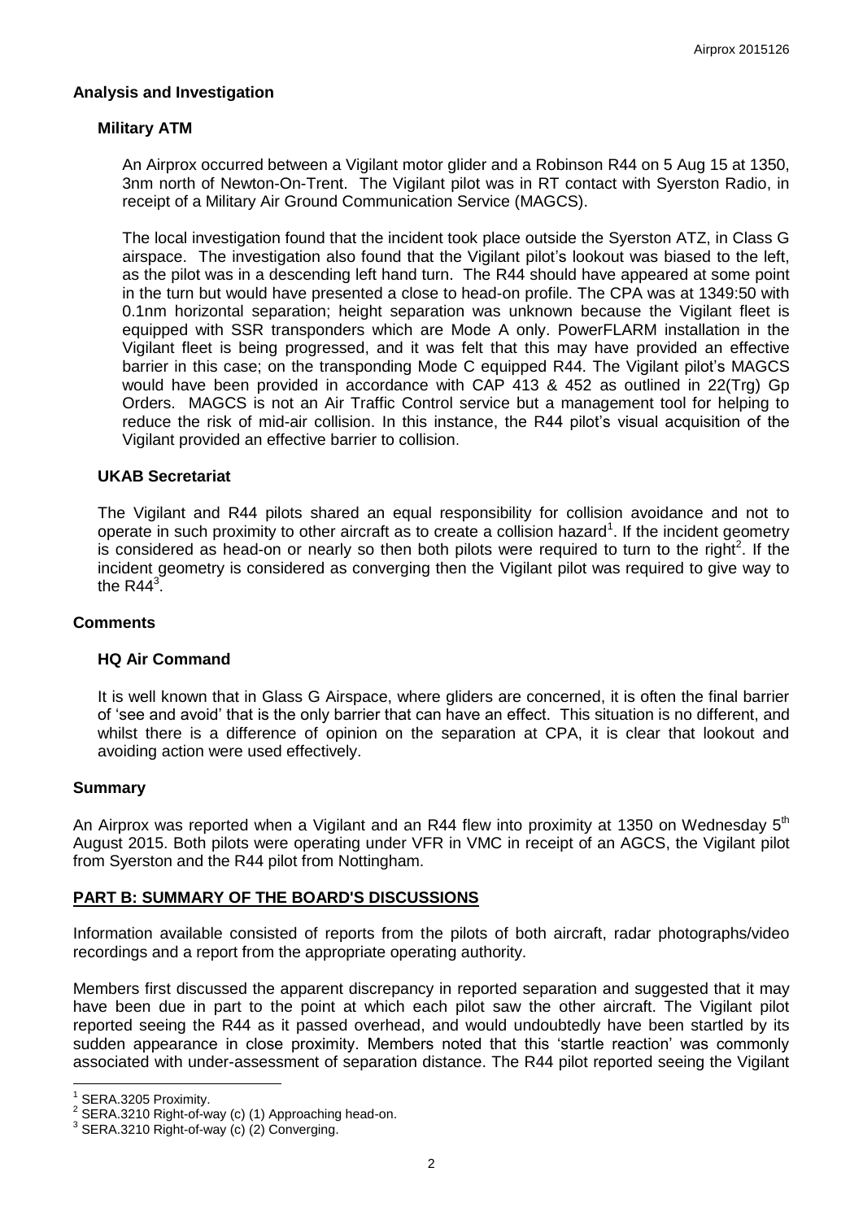### Analysis and Investigation

#### Military ATM

An Airprox occurred between a Vigilant motor glider and a Robinson R44 on 5 Aug 15 at 1350, 3nm north of Newton-On-Trent. The Vigilant pilot was in RT contact with Syerston Radio, in receipt of a Military Air Ground Communication Service (MAGCS).

The local investigation found that the incident took place outside the Syerston ATZ, in Class G airspace. The investigation also found that the Vigilant pilot's lookout was biased to the left, as the pilot was in a descending left hand turn. The R44 should have appeared at some point in the turn but would have presented a close to head-on profile. The CPA was at 1349:50 with 0.1nm horizontal separation; height separation was unknown because the Vigilant fleet is equipped with SSR transponders which are Mode A only. PowerFLARM installation in the Vigilant fleet is being progressed, and it was felt that this may have provided an effective barrier in this case; on the transponding Mode C equipped R44. The Vigilant pilot's MAGCS would have been provided in accordance with CAP 413 & 452 as outlined in 22(Trg) Gp Orders. MAGCS is not an Air Traffic Control service but a management tool for helping to reduce the risk of mid-air collision. In this instance, the R44 pilot's visual acquisition of the Vigilant provided an effective barrier to collision.

#### UKAB Secretariat

The Vigilant and R44 pilots shared an equal responsibility for collision avoidance and not to operate in such proximity to other aircraft as to create a collision hazard[1]. If the incident geometry is considered as head-on or nearly so then both pilots were required to turn to the right[2]. If the incident geometry is considered as converging then the Vigilant pilot was required to give way to the R44[3].

### Comments

#### HQ Air Command

It is well known that in Glass G Airspace, where gliders are concerned, it is often the final barrier of 'see and avoid' that is the only barrier that can have an effect. This situation is no different, and whilst there is a difference of opinion on the separation at CPA, it is clear that lookout and avoiding action were used effectively.

### Summary

An Airprox was reported when a Vigilant and an R44 flew into proximity at 1350 on Wednesday 5th August 2015. Both pilots were operating under VFR in VMC in receipt of an AGCS, the Vigilant pilot from Syerston and the R44 pilot from Nottingham.

## PART B: SUMMARY OF THE BOARD'S DISCUSSIONS

Information available consisted of reports from the pilots of both aircraft, radar photographs/video recordings and a report from the appropriate operating authority.

Members first discussed the apparent discrepancy in reported separation and suggested that it may have been due in part to the point at which each pilot saw the other aircraft. The Vigilant pilot reported seeing the R44 as it passed overhead, and would undoubtedly have been startled by its sudden appearance in close proximity. Members noted that this 'startle reaction' was commonly associated with under-assessment of separation distance. The R44 pilot reported seeing the Vigilant

---

[1] SERA.3205 Proximity.

[2] SERA.3210 Right-of-way (c) (1) Approaching head-on.

[3] SERA.3210 Right-of-way (c) (2) Converging.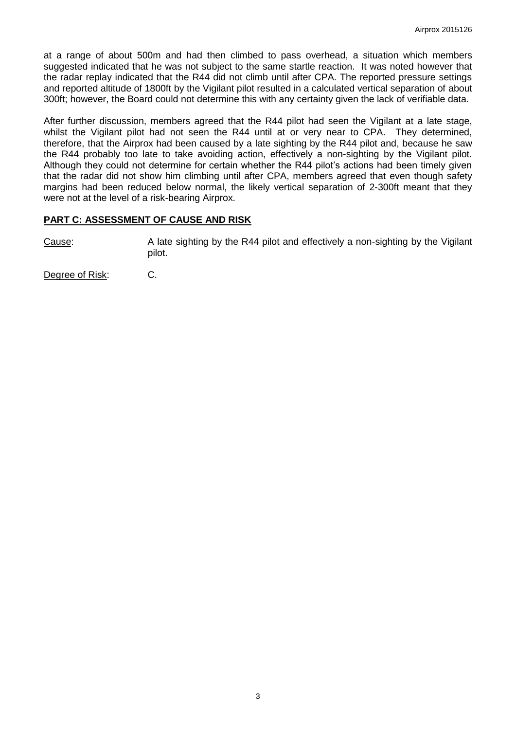at a range of about 500m and had then climbed to pass overhead, a situation which members suggested indicated that he was not subject to the same startle reaction. It was noted however that the radar replay indicated that the R44 did not climb until after CPA. The reported pressure settings and reported altitude of 1800ft by the Vigilant pilot resulted in a calculated vertical separation of about 300ft; however, the Board could not determine this with any certainty given the lack of verifiable data.

After further discussion, members agreed that the R44 pilot had seen the Vigilant at a late stage, whilst the Vigilant pilot had not seen the R44 until at or very near to CPA. They determined, therefore, that the Airprox had been caused by a late sighting by the R44 pilot and, because he saw the R44 probably too late to take avoiding action, effectively a non-sighting by the Vigilant pilot. Although they could not determine for certain whether the R44 pilot's actions had been timely given that the radar did not show him climbing until after CPA, members agreed that even though safety margins had been reduced below normal, the likely vertical separation of 2-300ft meant that they were not at the level of a risk-bearing Airprox.

## PART C: ASSESSMENT OF CAUSE AND RISK

Cause: A late sighting by the R44 pilot and effectively a non-sighting by the Vigilant pilot.

Degree of Risk: C.